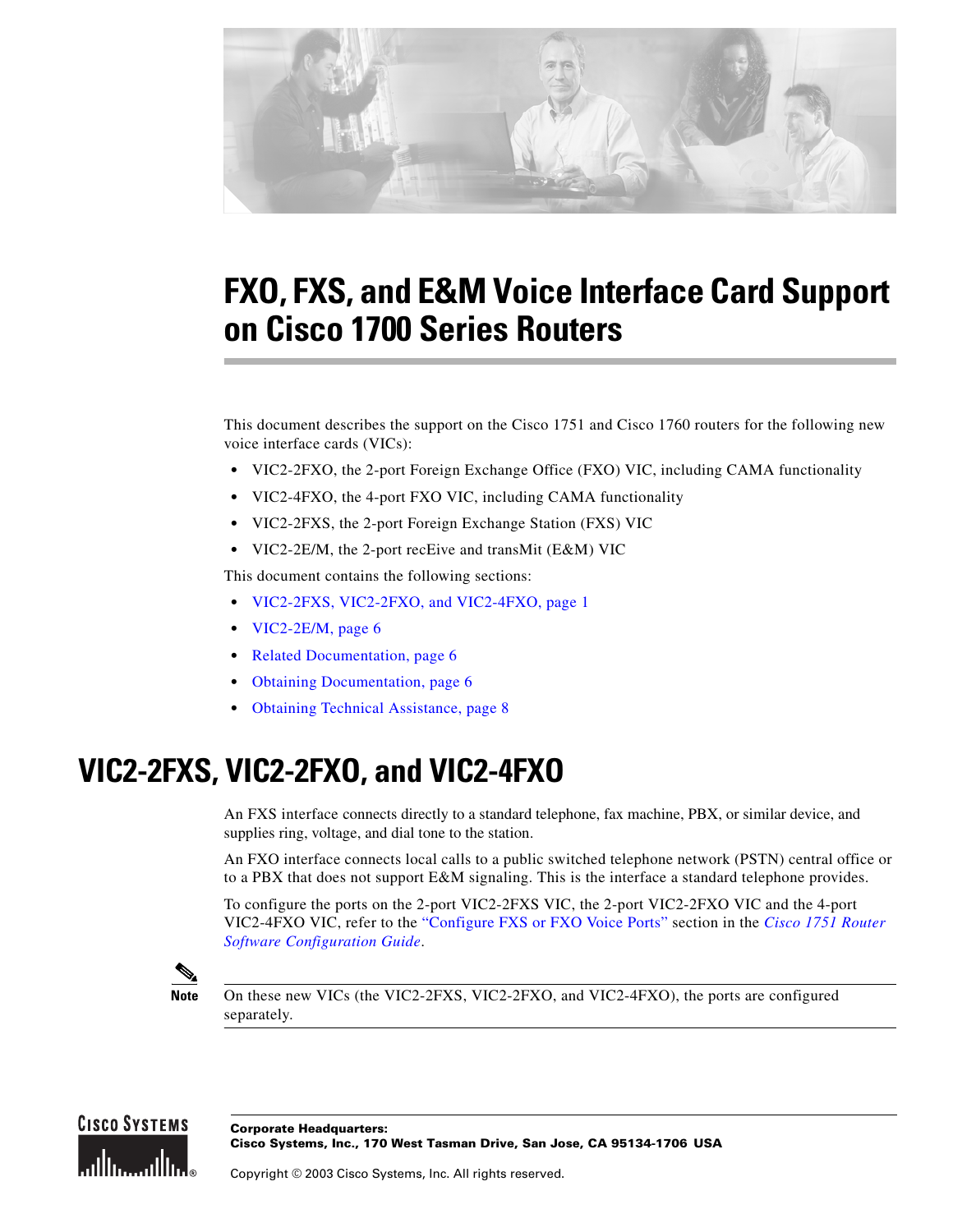# FXO, FXS, and E&M Voice Interface Card Support on Cisco 1700 Series Routers

This document describes the support on the Cisco 1751 and Cisco 1760 routers for the following new voice interface cards (VICs):

- VIC2-2FXO, the 2-port Foreign Exchange Office (FXO) VIC, including CAMA functionality
- VIC2-4FXO, the 4-port FXO VIC, including CAMA functionality
- VIC2-2FXS, the 2-port Foreign Exchange Station (FXS) VIC
- VIC2-2E/M, the 2-port recEive and transMit (E&M) VIC

This document contains the following sections:

- VIC2-2FXS, VIC2-2FXO, and VIC2-4FXO, page 1
- VIC2-2E/M, page 6
- Related Documentation, page 6
- Obtaining Documentation, page 6
- Obtaining Technical Assistance, page 8

## VIC2-2FXS, VIC2-2FXO, and VIC2-4FXO

An FXS interface connects directly to a standard telephone, fax machine, PBX, or similar device, and supplies ring, voltage, and dial tone to the station.

An FXO interface connects local calls to a public switched telephone network (PSTN) central office or to a PBX that does not support E&M signaling. This is the interface a standard telephone provides.

To configure the ports on the 2-port VIC2-2FXS VIC, the 2-port VIC2-2FXO VIC and the 4-port VIC2-4FXO VIC, refer to the "Configure FXS or FXO Voice Ports" section in the *Cisco 1751 Router Software Configuration Guide*.

> **Note** On these new VICs (the VIC2-2FXS, VIC2-2FXO, and VIC2-4FXO), the ports are configured separately.

**Corporate Headquarters:**
**Cisco Systems, Inc., 170 West Tasman Drive, San Jose, CA 95134-1706 USA**

Copyright © 2003 Cisco Systems, Inc. All rights reserved.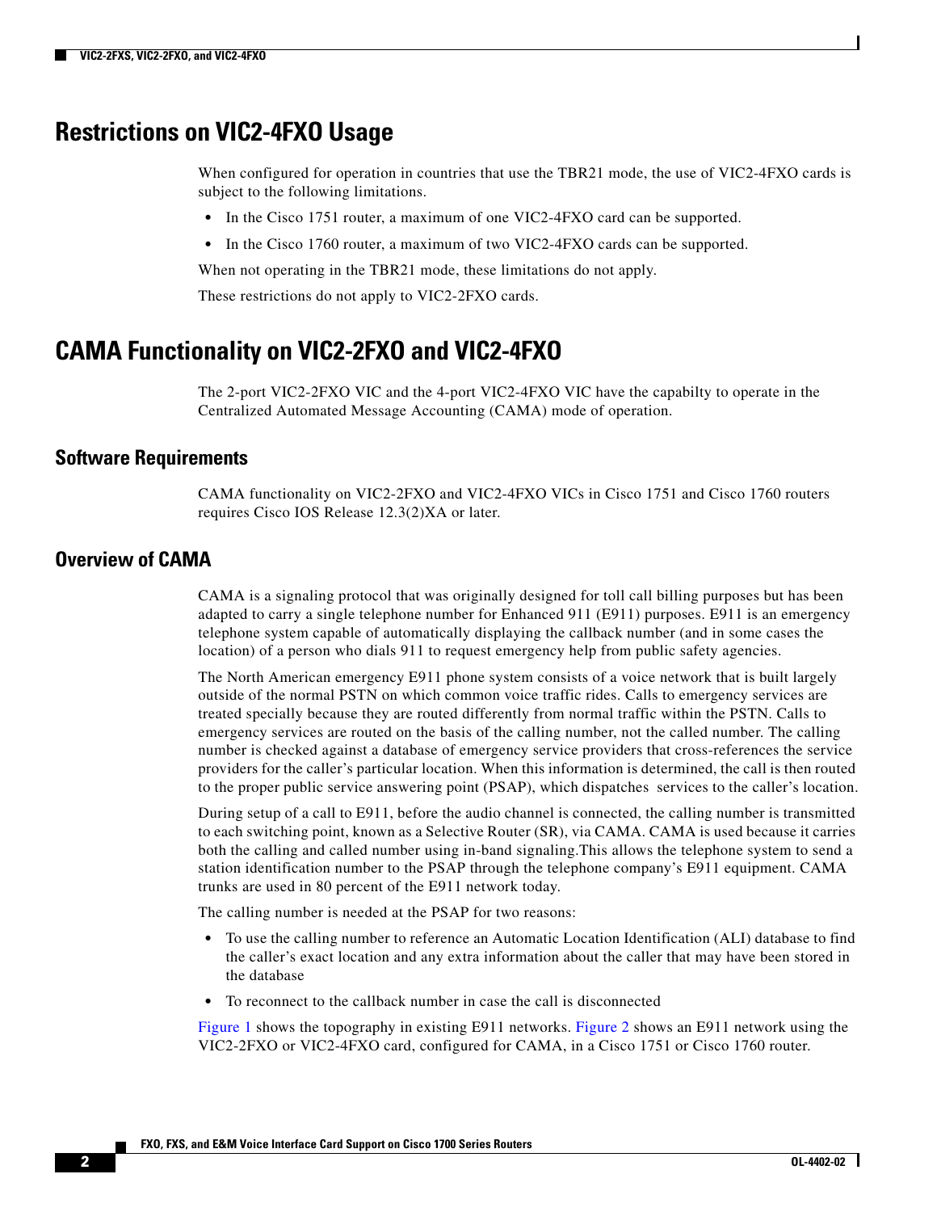## Restrictions on VIC2-4FXO Usage

When configured for operation in countries that use the TBR21 mode, the use of VIC2-4FXO cards is subject to the following limitations.

- In the Cisco 1751 router, a maximum of one VIC2-4FXO card can be supported.
- In the Cisco 1760 router, a maximum of two VIC2-4FXO cards can be supported.

When not operating in the TBR21 mode, these limitations do not apply.

These restrictions do not apply to VIC2-2FXO cards.

## CAMA Functionality on VIC2-2FXO and VIC2-4FXO

The 2-port VIC2-2FXO VIC and the 4-port VIC2-4FXO VIC have the capabilty to operate in the Centralized Automated Message Accounting (CAMA) mode of operation.

### Software Requirements

CAMA functionality on VIC2-2FXO and VIC2-4FXO VICs in Cisco 1751 and Cisco 1760 routers requires Cisco IOS Release 12.3(2)XA or later.

### Overview of CAMA

CAMA is a signaling protocol that was originally designed for toll call billing purposes but has been adapted to carry a single telephone number for Enhanced 911 (E911) purposes. E911 is an emergency telephone system capable of automatically displaying the callback number (and in some cases the location) of a person who dials 911 to request emergency help from public safety agencies.

The North American emergency E911 phone system consists of a voice network that is built largely outside of the normal PSTN on which common voice traffic rides. Calls to emergency services are treated specially because they are routed differently from normal traffic within the PSTN. Calls to emergency services are routed on the basis of the calling number, not the called number. The calling number is checked against a database of emergency service providers that cross-references the service providers for the caller's particular location. When this information is determined, the call is then routed to the proper public service answering point (PSAP), which dispatches services to the caller's location.

During setup of a call to E911, before the audio channel is connected, the calling number is transmitted to each switching point, known as a Selective Router (SR), via CAMA. CAMA is used because it carries both the calling and called number using in-band signaling.This allows the telephone system to send a station identification number to the PSAP through the telephone company's E911 equipment. CAMA trunks are used in 80 percent of the E911 network today.

The calling number is needed at the PSAP for two reasons:

- To use the calling number to reference an Automatic Location Identification (ALI) database to find the caller's exact location and any extra information about the caller that may have been stored in the database
- To reconnect to the callback number in case the call is disconnected

Figure 1 shows the topography in existing E911 networks. Figure 2 shows an E911 network using the VIC2-2FXO or VIC2-4FXO card, configured for CAMA, in a Cisco 1751 or Cisco 1760 router.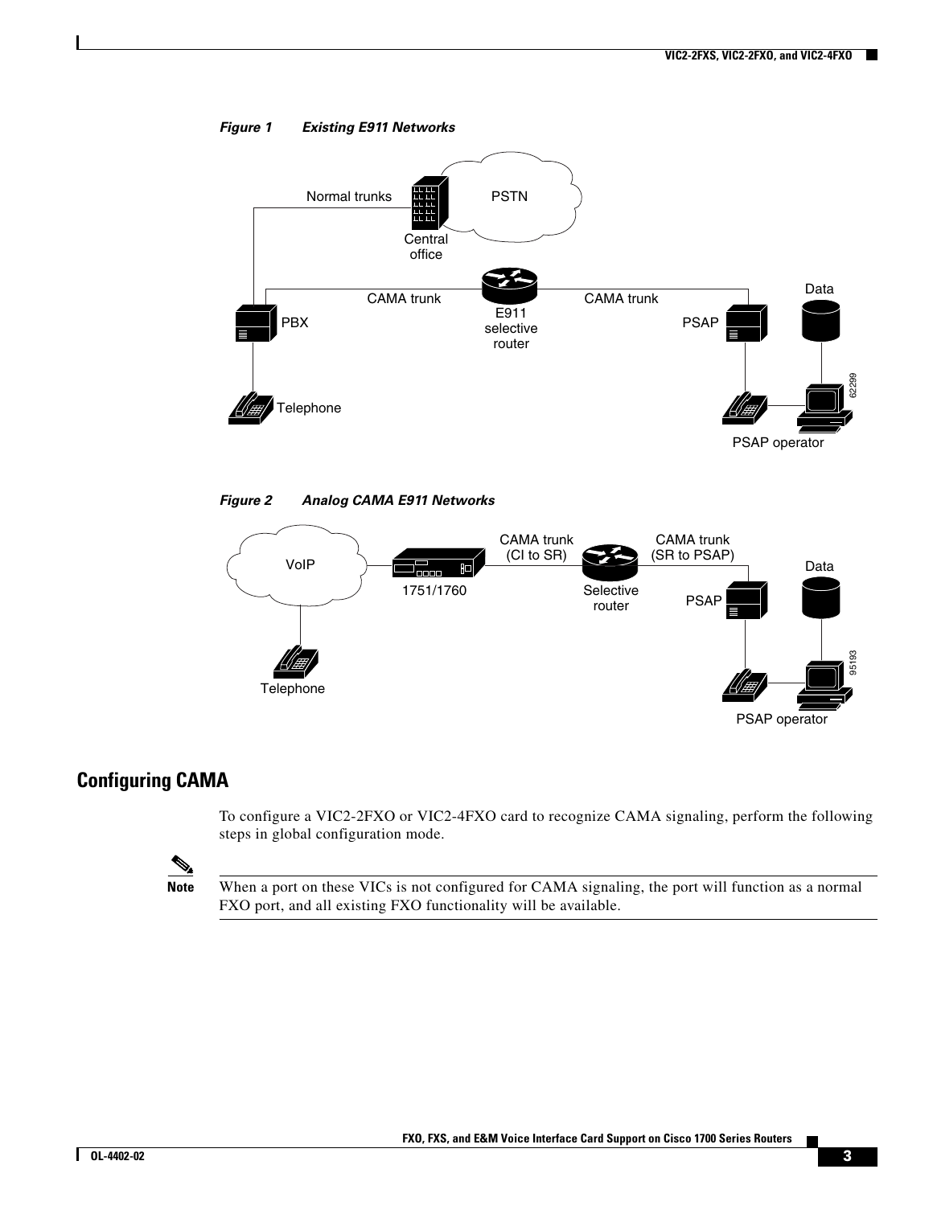*Figure 1 Existing E911 Networks*

*Figure 2 Analog CAMA E911 Networks*

## Configuring CAMA

To configure a VIC2-2FXO or VIC2-4FXO card to recognize CAMA signaling, perform the following steps in global configuration mode.

**Note** When a port on these VICs is not configured for CAMA signaling, the port will function as a normal FXO port, and all existing FXO functionality will be available.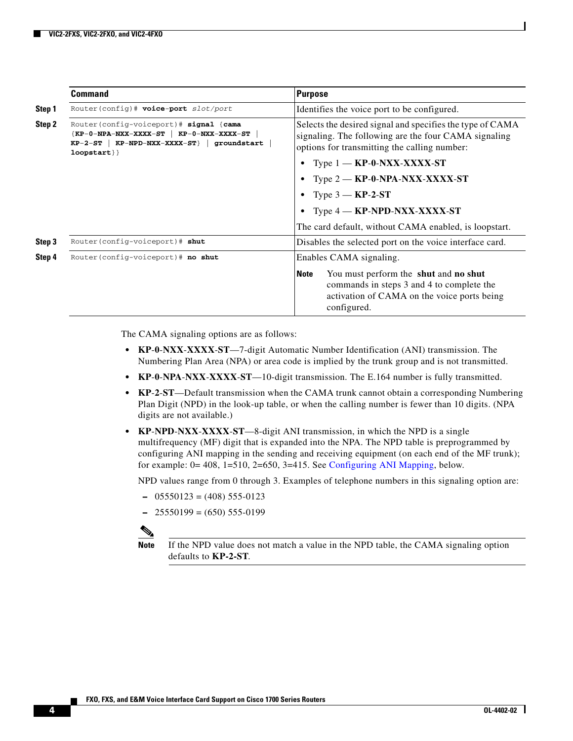| | Command | Purpose |
|---|---|---|
| Step 1 | `Router(config)# voice-port slot/port` | Identifies the voice port to be configured. |
| Step 2 | `Router(config-voiceport)# signal {cama {KP-0-NPA-NXX-XXXX-ST \| KP-0-NXX-XXXX-ST \| KP-2-ST \| KP-NPD-NXX-XXXX-ST} \| groundstart \| loopstart}}` | Selects the desired signal and specifies the type of CAMA signaling. The following are the four CAMA signaling options for transmitting the calling number: • Type 1 — **KP-0-NXX-XXXX-ST** • Type 2 — **KP-0-NPA-NXX-XXXX-ST** • Type 3 — **KP-2-ST** • Type 4 — **KP-NPD-NXX-XXXX-ST** The card default, without CAMA enabled, is loopstart. |
| Step 3 | `Router(config-voiceport)# shut` | Disables the selected port on the voice interface card. |
| Step 4 | `Router(config-voiceport)# no shut` | Enables CAMA signaling. **Note** You must perform the **shut** and **no shut** commands in steps 3 and 4 to complete the activation of CAMA on the voice ports being configured. |

The CAMA signaling options are as follows:

- **KP-0-NXX-XXXX-ST**—7-digit Automatic Number Identification (ANI) transmission. The Numbering Plan Area (NPA) or area code is implied by the trunk group and is not transmitted.
- **KP-0-NPA-NXX-XXXX-ST**—10-digit transmission. The E.164 number is fully transmitted.
- **KP-2-ST**—Default transmission when the CAMA trunk cannot obtain a corresponding Numbering Plan Digit (NPD) in the look-up table, or when the calling number is fewer than 10 digits. (NPA digits are not available.)
- **KP-NPD-NXX-XXXX-ST**—8-digit ANI transmission, in which the NPD is a single multifrequency (MF) digit that is expanded into the NPA. The NPD table is preprogrammed by configuring ANI mapping in the sending and receiving equipment (on each end of the MF trunk); for example: 0= 408, 1=510, 2=650, 3=415. See Configuring ANI Mapping, below.

  NPD values range from 0 through 3. Examples of telephone numbers in this signaling option are:

  – 05550123 = (408) 555-0123

  – 25550199 = (650) 555-0199

**Note** If the NPD value does not match a value in the NPD table, the CAMA signaling option defaults to **KP-2-ST**.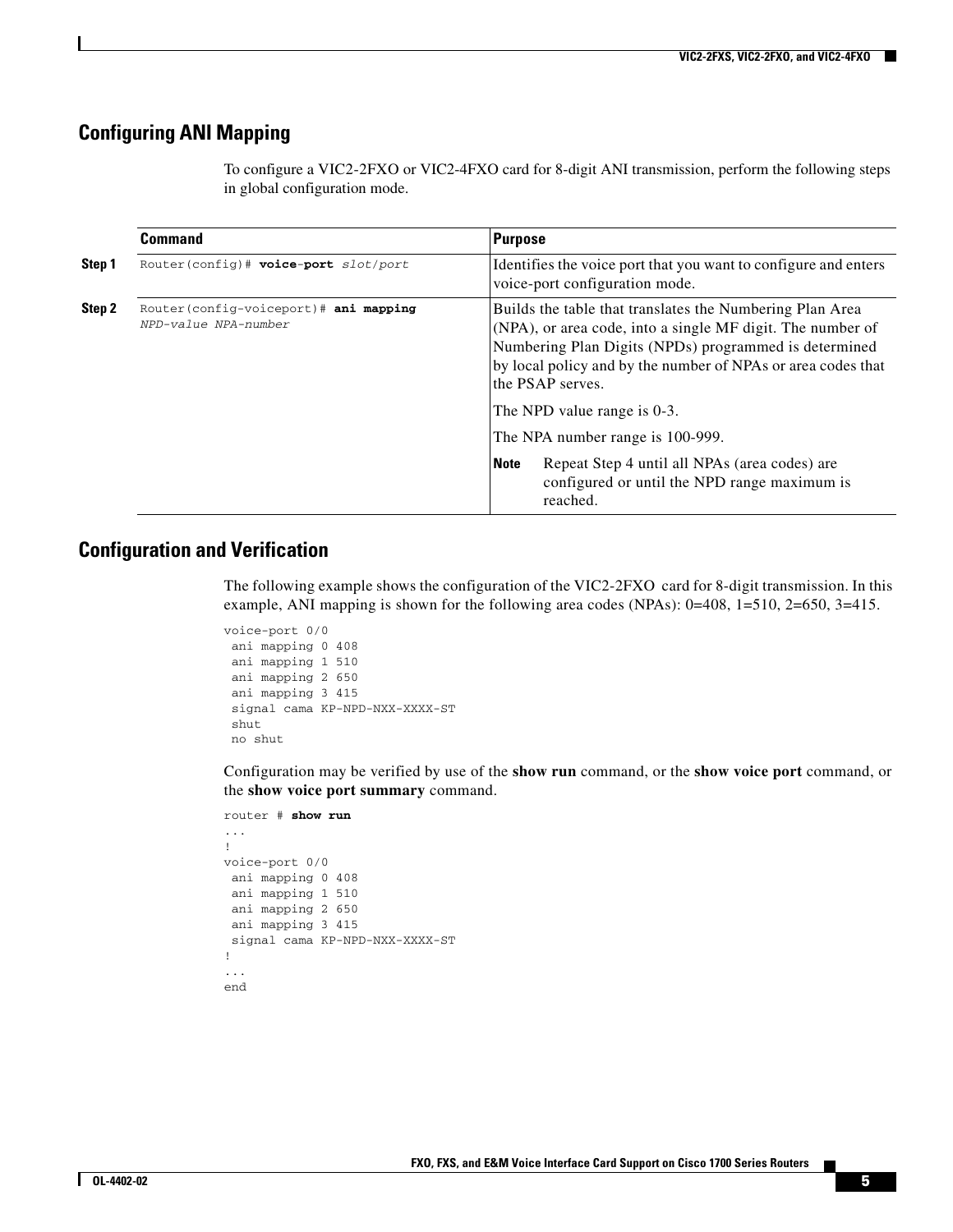## Configuring ANI Mapping

To configure a VIC2-2FXO or VIC2-4FXO card for 8-digit ANI transmission, perform the following steps in global configuration mode.

| | Command | Purpose |
|---|---|---|
| **Step 1** | `Router(config)# voice-port slot/port` | Identifies the voice port that you want to configure and enters voice-port configuration mode. |
| **Step 2** | `Router(config-voiceport)# ani mapping NPD-value NPA-number` | Builds the table that translates the Numbering Plan Area (NPA), or area code, into a single MF digit. The number of Numbering Plan Digits (NPDs) programmed is determined by local policy and by the number of NPAs or area codes that the PSAP serves.<br><br>The NPD value range is 0-3.<br><br>The NPA number range is 100-999.<br><br>**Note** Repeat Step 4 until all NPAs (area codes) are configured or until the NPD range maximum is reached. |

## Configuration and Verification

The following example shows the configuration of the VIC2-2FXO card for 8-digit transmission. In this example, ANI mapping is shown for the following area codes (NPAs): 0=408, 1=510, 2=650, 3=415.

```
voice-port 0/0
 ani mapping 0 408
 ani mapping 1 510
 ani mapping 2 650
 ani mapping 3 415
 signal cama KP-NPD-NXX-XXXX-ST
 shut
 no shut
```

Configuration may be verified by use of the **show run** command, or the **show voice port** command, or the **show voice port summary** command.

```
router # show run
...
!
voice-port 0/0
 ani mapping 0 408
 ani mapping 1 510
 ani mapping 2 650
 ani mapping 3 415
 signal cama KP-NPD-NXX-XXXX-ST
!
...
end
```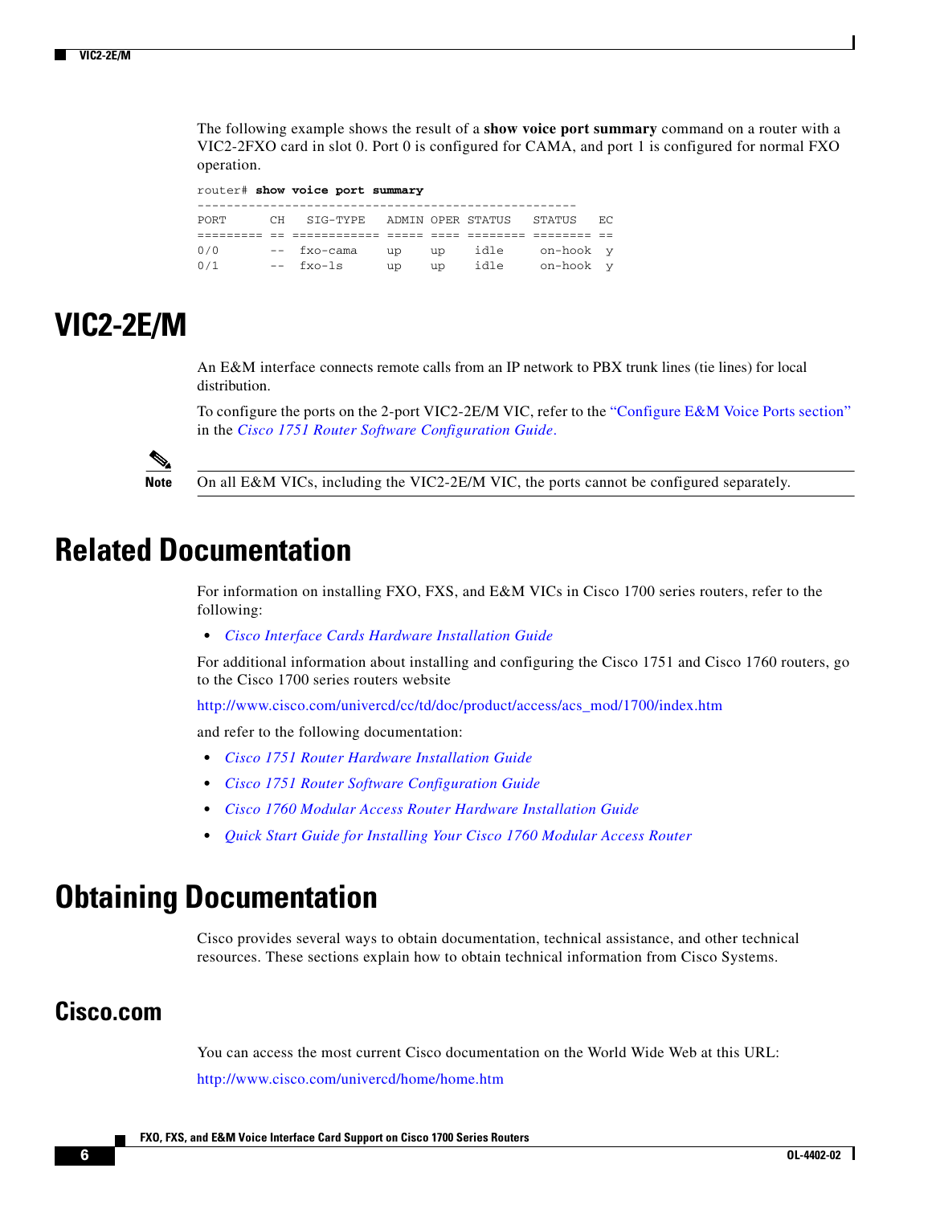The following example shows the result of a **show voice port summary** command on a router with a VIC2-2FXO card in slot 0. Port 0 is configured for CAMA, and port 1 is configured for normal FXO operation.

```
router# show voice port summary
----------------------------------------------------
PORT      CH   SIG-TYPE   ADMIN OPER STATUS   STATUS   EC
========= == ============ ===== ==== ======== ======== ==
0/0       --  fxo-cama     up    up   idle     on-hook  y
0/1       --  fxo-ls       up    up   idle     on-hook  y
```

# VIC2-2E/M

An E&M interface connects remote calls from an IP network to PBX trunk lines (tie lines) for local distribution.

To configure the ports on the 2-port VIC2-2E/M VIC, refer to the "Configure E&M Voice Ports section" in the *Cisco 1751 Router Software Configuration Guide*.

> **Note** On all E&M VICs, including the VIC2-2E/M VIC, the ports cannot be configured separately.

# Related Documentation

For information on installing FXO, FXS, and E&M VICs in Cisco 1700 series routers, refer to the following:

- *Cisco Interface Cards Hardware Installation Guide*

For additional information about installing and configuring the Cisco 1751 and Cisco 1760 routers, go to the Cisco 1700 series routers website

http://www.cisco.com/univercd/cc/td/doc/product/access/acs_mod/1700/index.htm

and refer to the following documentation:

- *Cisco 1751 Router Hardware Installation Guide*
- *Cisco 1751 Router Software Configuration Guide*
- *Cisco 1760 Modular Access Router Hardware Installation Guide*
- *Quick Start Guide for Installing Your Cisco 1760 Modular Access Router*

# Obtaining Documentation

Cisco provides several ways to obtain documentation, technical assistance, and other technical resources. These sections explain how to obtain technical information from Cisco Systems.

## Cisco.com

You can access the most current Cisco documentation on the World Wide Web at this URL:

http://www.cisco.com/univercd/home/home.htm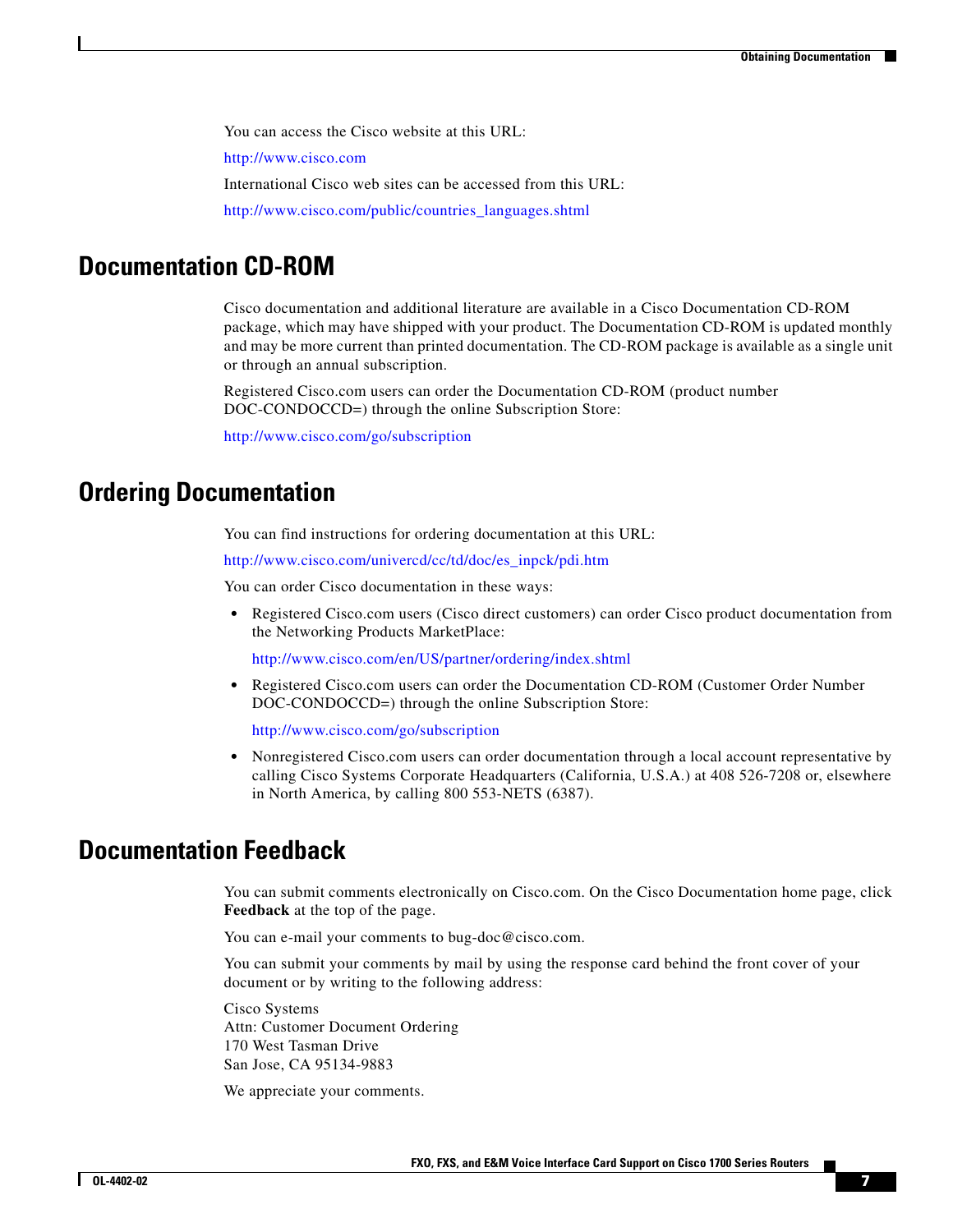You can access the Cisco website at this URL:

http://www.cisco.com

International Cisco web sites can be accessed from this URL:

http://www.cisco.com/public/countries_languages.shtml

## Documentation CD-ROM

Cisco documentation and additional literature are available in a Cisco Documentation CD-ROM package, which may have shipped with your product. The Documentation CD-ROM is updated monthly and may be more current than printed documentation. The CD-ROM package is available as a single unit or through an annual subscription.

Registered Cisco.com users can order the Documentation CD-ROM (product number DOC-CONDOCCD=) through the online Subscription Store:

http://www.cisco.com/go/subscription

## Ordering Documentation

You can find instructions for ordering documentation at this URL:

http://www.cisco.com/univercd/cc/td/doc/es_inpck/pdi.htm

You can order Cisco documentation in these ways:

- Registered Cisco.com users (Cisco direct customers) can order Cisco product documentation from the Networking Products MarketPlace:

  http://www.cisco.com/en/US/partner/ordering/index.shtml

- Registered Cisco.com users can order the Documentation CD-ROM (Customer Order Number DOC-CONDOCCD=) through the online Subscription Store:

  http://www.cisco.com/go/subscription

- Nonregistered Cisco.com users can order documentation through a local account representative by calling Cisco Systems Corporate Headquarters (California, U.S.A.) at 408 526-7208 or, elsewhere in North America, by calling 800 553-NETS (6387).

## Documentation Feedback

You can submit comments electronically on Cisco.com. On the Cisco Documentation home page, click **Feedback** at the top of the page.

You can e-mail your comments to bug-doc@cisco.com.

You can submit your comments by mail by using the response card behind the front cover of your document or by writing to the following address:

Cisco Systems
Attn: Customer Document Ordering
170 West Tasman Drive
San Jose, CA 95134-9883

We appreciate your comments.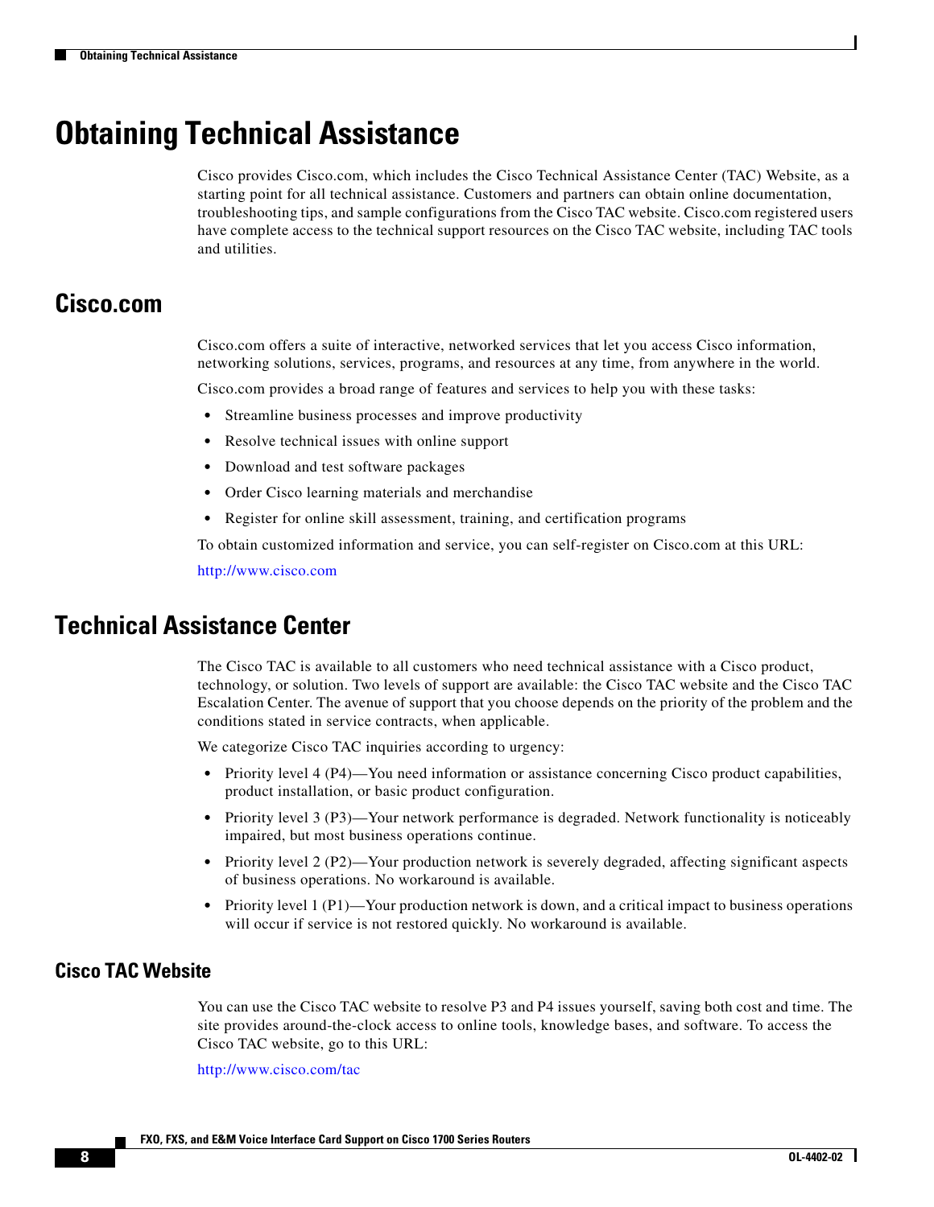# Obtaining Technical Assistance

Cisco provides Cisco.com, which includes the Cisco Technical Assistance Center (TAC) Website, as a starting point for all technical assistance. Customers and partners can obtain online documentation, troubleshooting tips, and sample configurations from the Cisco TAC website. Cisco.com registered users have complete access to the technical support resources on the Cisco TAC website, including TAC tools and utilities.

## Cisco.com

Cisco.com offers a suite of interactive, networked services that let you access Cisco information, networking solutions, services, programs, and resources at any time, from anywhere in the world.

Cisco.com provides a broad range of features and services to help you with these tasks:

- Streamline business processes and improve productivity
- Resolve technical issues with online support
- Download and test software packages
- Order Cisco learning materials and merchandise
- Register for online skill assessment, training, and certification programs

To obtain customized information and service, you can self-register on Cisco.com at this URL:

http://www.cisco.com

## Technical Assistance Center

The Cisco TAC is available to all customers who need technical assistance with a Cisco product, technology, or solution. Two levels of support are available: the Cisco TAC website and the Cisco TAC Escalation Center. The avenue of support that you choose depends on the priority of the problem and the conditions stated in service contracts, when applicable.

We categorize Cisco TAC inquiries according to urgency:

- Priority level 4 (P4)—You need information or assistance concerning Cisco product capabilities, product installation, or basic product configuration.
- Priority level 3 (P3)—Your network performance is degraded. Network functionality is noticeably impaired, but most business operations continue.
- Priority level 2 (P2)—Your production network is severely degraded, affecting significant aspects of business operations. No workaround is available.
- Priority level 1 (P1)—Your production network is down, and a critical impact to business operations will occur if service is not restored quickly. No workaround is available.

### Cisco TAC Website

You can use the Cisco TAC website to resolve P3 and P4 issues yourself, saving both cost and time. The site provides around-the-clock access to online tools, knowledge bases, and software. To access the Cisco TAC website, go to this URL:

http://www.cisco.com/tac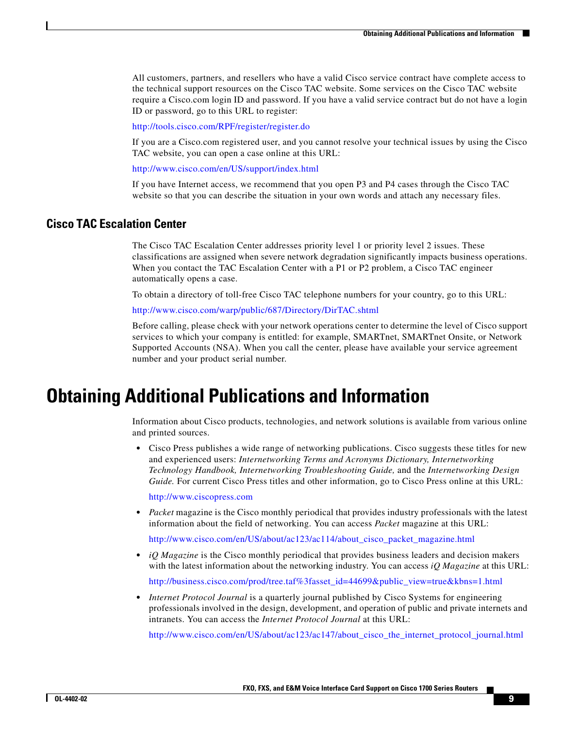All customers, partners, and resellers who have a valid Cisco service contract have complete access to the technical support resources on the Cisco TAC website. Some services on the Cisco TAC website require a Cisco.com login ID and password. If you have a valid service contract but do not have a login ID or password, go to this URL to register:

http://tools.cisco.com/RPF/register/register.do

If you are a Cisco.com registered user, and you cannot resolve your technical issues by using the Cisco TAC website, you can open a case online at this URL:

http://www.cisco.com/en/US/support/index.html

If you have Internet access, we recommend that you open P3 and P4 cases through the Cisco TAC website so that you can describe the situation in your own words and attach any necessary files.

## Cisco TAC Escalation Center

The Cisco TAC Escalation Center addresses priority level 1 or priority level 2 issues. These classifications are assigned when severe network degradation significantly impacts business operations. When you contact the TAC Escalation Center with a P1 or P2 problem, a Cisco TAC engineer automatically opens a case.

To obtain a directory of toll-free Cisco TAC telephone numbers for your country, go to this URL:

http://www.cisco.com/warp/public/687/Directory/DirTAC.shtml

Before calling, please check with your network operations center to determine the level of Cisco support services to which your company is entitled: for example, SMARTnet, SMARTnet Onsite, or Network Supported Accounts (NSA). When you call the center, please have available your service agreement number and your product serial number.

# Obtaining Additional Publications and Information

Information about Cisco products, technologies, and network solutions is available from various online and printed sources.

- Cisco Press publishes a wide range of networking publications. Cisco suggests these titles for new and experienced users: *Internetworking Terms and Acronyms Dictionary, Internetworking Technology Handbook, Internetworking Troubleshooting Guide,* and the *Internetworking Design Guide.* For current Cisco Press titles and other information, go to Cisco Press online at this URL:

  http://www.ciscopress.com

- *Packet* magazine is the Cisco monthly periodical that provides industry professionals with the latest information about the field of networking. You can access *Packet* magazine at this URL:

  http://www.cisco.com/en/US/about/ac123/ac114/about_cisco_packet_magazine.html

- *iQ Magazine* is the Cisco monthly periodical that provides business leaders and decision makers with the latest information about the networking industry. You can access *iQ Magazine* at this URL:

  http://business.cisco.com/prod/tree.taf%3fasset_id=44699&public_view=true&kbns=1.html

- *Internet Protocol Journal* is a quarterly journal published by Cisco Systems for engineering professionals involved in the design, development, and operation of public and private internets and intranets. You can access the *Internet Protocol Journal* at this URL:

  http://www.cisco.com/en/US/about/ac123/ac147/about_cisco_the_internet_protocol_journal.html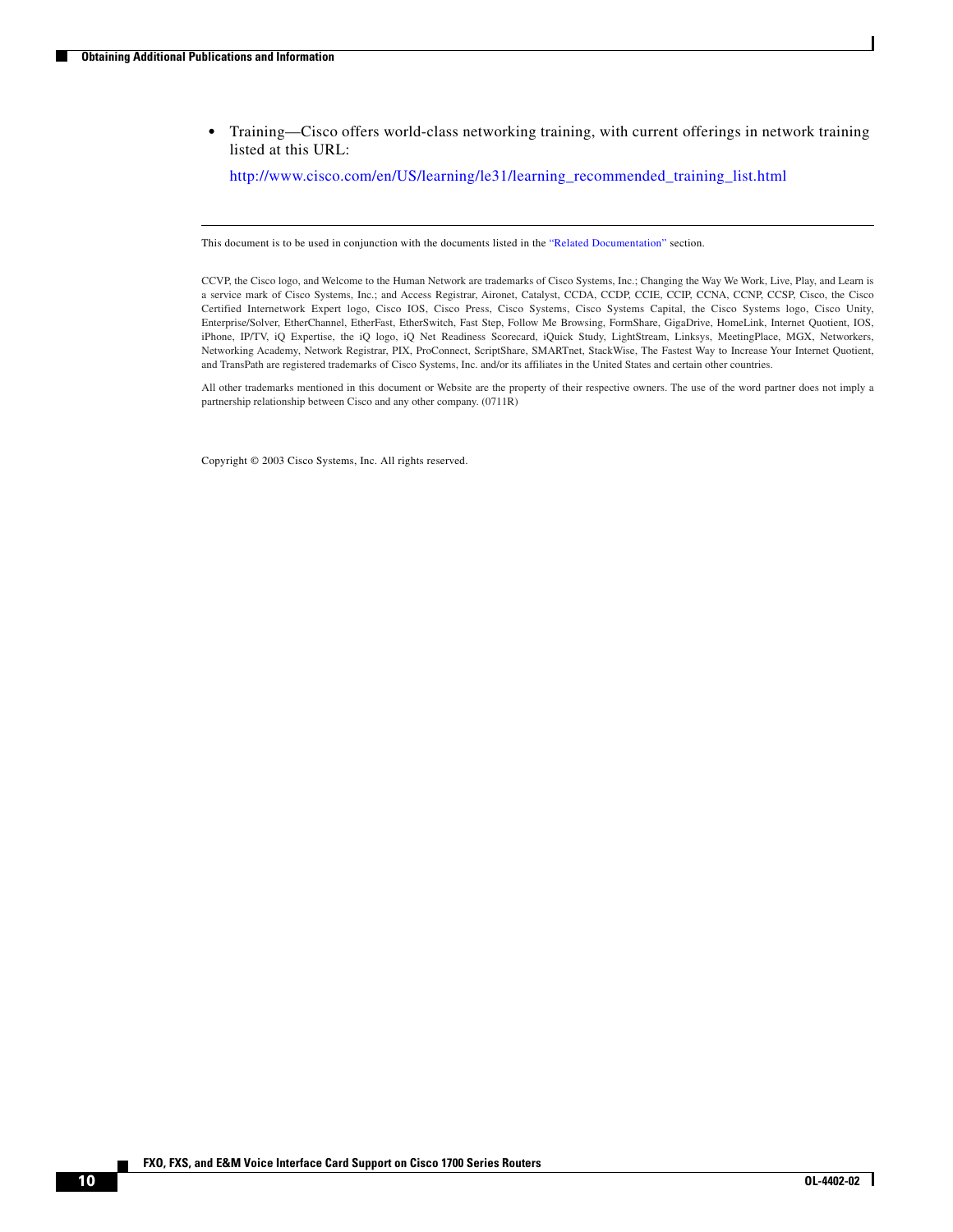- Training—Cisco offers world-class networking training, with current offerings in network training listed at this URL:

  http://www.cisco.com/en/US/learning/le31/learning_recommended_training_list.html

---

This document is to be used in conjunction with the documents listed in the "Related Documentation" section.

CCVP, the Cisco logo, and Welcome to the Human Network are trademarks of Cisco Systems, Inc.; Changing the Way We Work, Live, Play, and Learn is a service mark of Cisco Systems, Inc.; and Access Registrar, Aironet, Catalyst, CCDA, CCDP, CCIE, CCIP, CCNA, CCNP, CCSP, Cisco, the Cisco Certified Internetwork Expert logo, Cisco IOS, Cisco Press, Cisco Systems, Cisco Systems Capital, the Cisco Systems logo, Cisco Unity, Enterprise/Solver, EtherChannel, EtherFast, EtherSwitch, Fast Step, Follow Me Browsing, FormShare, GigaDrive, HomeLink, Internet Quotient, IOS, iPhone, IP/TV, iQ Expertise, the iQ logo, iQ Net Readiness Scorecard, iQuick Study, LightStream, Linksys, MeetingPlace, MGX, Networkers, Networking Academy, Network Registrar, PIX, ProConnect, ScriptShare, SMARTnet, StackWise, The Fastest Way to Increase Your Internet Quotient, and TransPath are registered trademarks of Cisco Systems, Inc. and/or its affiliates in the United States and certain other countries.

All other trademarks mentioned in this document or Website are the property of their respective owners. The use of the word partner does not imply a partnership relationship between Cisco and any other company. (0711R)

Copyright © 2003 Cisco Systems, Inc. All rights reserved.